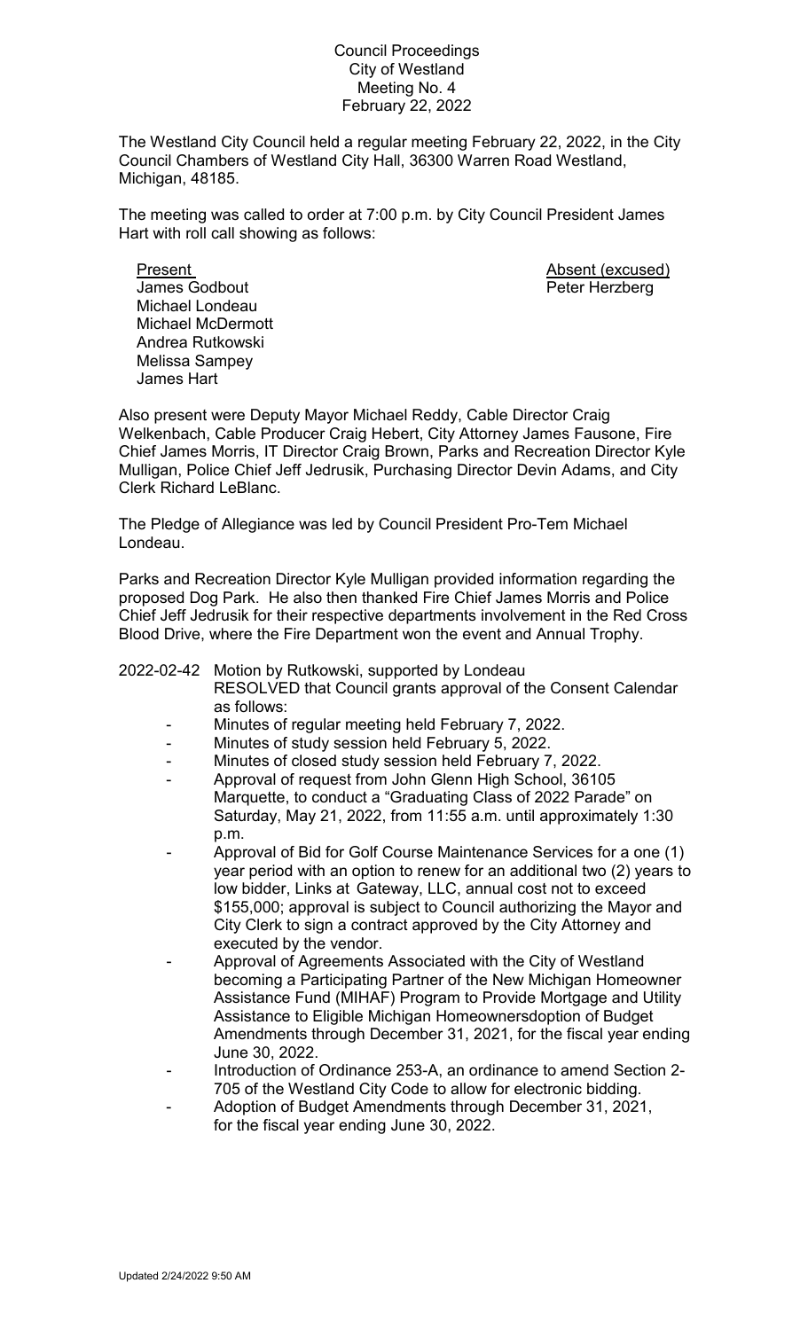Council Proceedings
City of Westland
Meeting No. 4
February 22, 2022

The Westland City Council held a regular meeting February 22, 2022, in the City Council Chambers of Westland City Hall, 36300 Warren Road Westland, Michigan, 48185.

The meeting was called to order at 7:00 p.m. by City Council President James Hart with roll call showing as follows:

| Present | Absent (excused) |
|---|---|
| James Godbout | Peter Herzberg |
| Michael Londeau | |
| Michael McDermott | |
| Andrea Rutkowski | |
| Melissa Sampey | |
| James Hart | |

Also present were Deputy Mayor Michael Reddy, Cable Director Craig Welkenbach, Cable Producer Craig Hebert, City Attorney James Fausone, Fire Chief James Morris, IT Director Craig Brown, Parks and Recreation Director Kyle Mulligan, Police Chief Jeff Jedrusik, Purchasing Director Devin Adams, and City Clerk Richard LeBlanc.

The Pledge of Allegiance was led by Council President Pro-Tem Michael Londeau.

Parks and Recreation Director Kyle Mulligan provided information regarding the proposed Dog Park. He also then thanked Fire Chief James Morris and Police Chief Jeff Jedrusik for their respective departments involvement in the Red Cross Blood Drive, where the Fire Department won the event and Annual Trophy.

2022-02-42 Motion by Rutkowski, supported by Londeau
RESOLVED that Council grants approval of the Consent Calendar as follows:

- Minutes of regular meeting held February 7, 2022.
- Minutes of study session held February 5, 2022.
- Minutes of closed study session held February 7, 2022.
- Approval of request from John Glenn High School, 36105 Marquette, to conduct a "Graduating Class of 2022 Parade" on Saturday, May 21, 2022, from 11:55 a.m. until approximately 1:30 p.m.
- Approval of Bid for Golf Course Maintenance Services for a one (1) year period with an option to renew for an additional two (2) years to low bidder, Links at Gateway, LLC, annual cost not to exceed $155,000; approval is subject to Council authorizing the Mayor and City Clerk to sign a contract approved by the City Attorney and executed by the vendor.
- Approval of Agreements Associated with the City of Westland becoming a Participating Partner of the New Michigan Homeowner Assistance Fund (MIHAF) Program to Provide Mortgage and Utility Assistance to Eligible Michigan Homeownersdoption of Budget Amendments through December 31, 2021, for the fiscal year ending June 30, 2022.
- Introduction of Ordinance 253-A, an ordinance to amend Section 2-705 of the Westland City Code to allow for electronic bidding.
- Adoption of Budget Amendments through December 31, 2021, for the fiscal year ending June 30, 2022.

Updated 2/24/2022 9:50 AM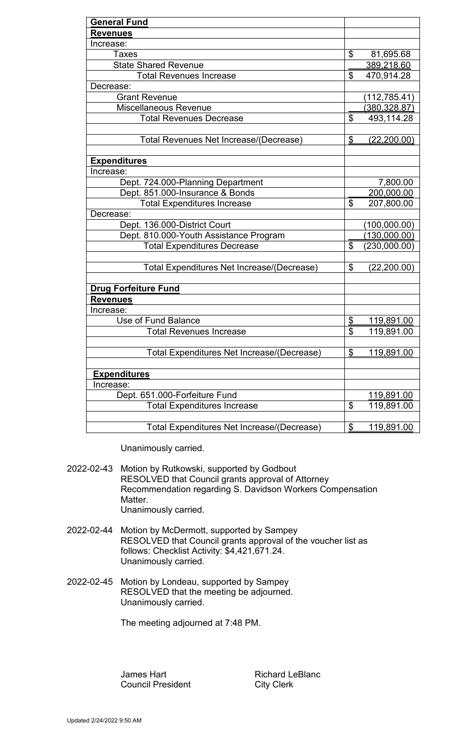| | |
|---|---|
| **General Fund** | |
| **Revenues** | |
| Increase: | |
| Taxes | $ 81,695.68 |
| State Shared Revenue | 389,218.60 |
| Total Revenues Increase | $ 470,914.28 |
| Decrease: | |
| Grant Revenue | (112,785.41) |
| Miscellaneous Revenue | (380,328.87) |
| Total Revenues Decrease | $ 493,114.28 |
| | |
| Total Revenues Net Increase/(Decrease) | $ (22,200.00) |
| | |
| **Expenditures** | |
| Increase: | |
| Dept. 724.000-Planning Department | 7,800.00 |
| Dept. 851.000-Insurance & Bonds | 200,000.00 |
| Total Expenditures Increase | $ 207,800.00 |
| Decrease: | |
| Dept. 136.000-District Court | (100,000.00) |
| Dept. 810.000-Youth Assistance Program | (130,000.00) |
| Total Expenditures Decrease | $ (230,000.00) |
| | |
| Total Expenditures Net Increase/(Decrease) | $ (22,200.00) |
| | |
| **Drug Forfeiture Fund** | |
| **Revenues** | |
| Increase: | |
| Use of Fund Balance | $ 119,891.00 |
| Total Revenues Increase | $ 119,891.00 |
| | |
| Total Expenditures Net Increase/(Decrease) | $ 119,891.00 |
| | |
| **Expenditures** | |
| Increase: | |
| Dept. 651.000-Forfeiture Fund | 119,891.00 |
| Total Expenditures Increase | $ 119,891.00 |
| | |
| Total Expenditures Net Increase/(Decrease) | $ 119,891.00 |

Unanimously carried.

2022-02-43 Motion by Rutkowski, supported by Godbout
RESOLVED that Council grants approval of Attorney Recommendation regarding S. Davidson Workers Compensation Matter.
Unanimously carried.

2022-02-44 Motion by McDermott, supported by Sampey
RESOLVED that Council grants approval of the voucher list as follows: Checklist Activity: $4,421,671.24.
Unanimously carried.

2022-02-45 Motion by Londeau, supported by Sampey
RESOLVED that the meeting be adjourned.
Unanimously carried.

The meeting adjourned at 7:48 PM.

James Hart
Council President

Richard LeBlanc
City Clerk

Updated 2/24/2022 9:50 AM